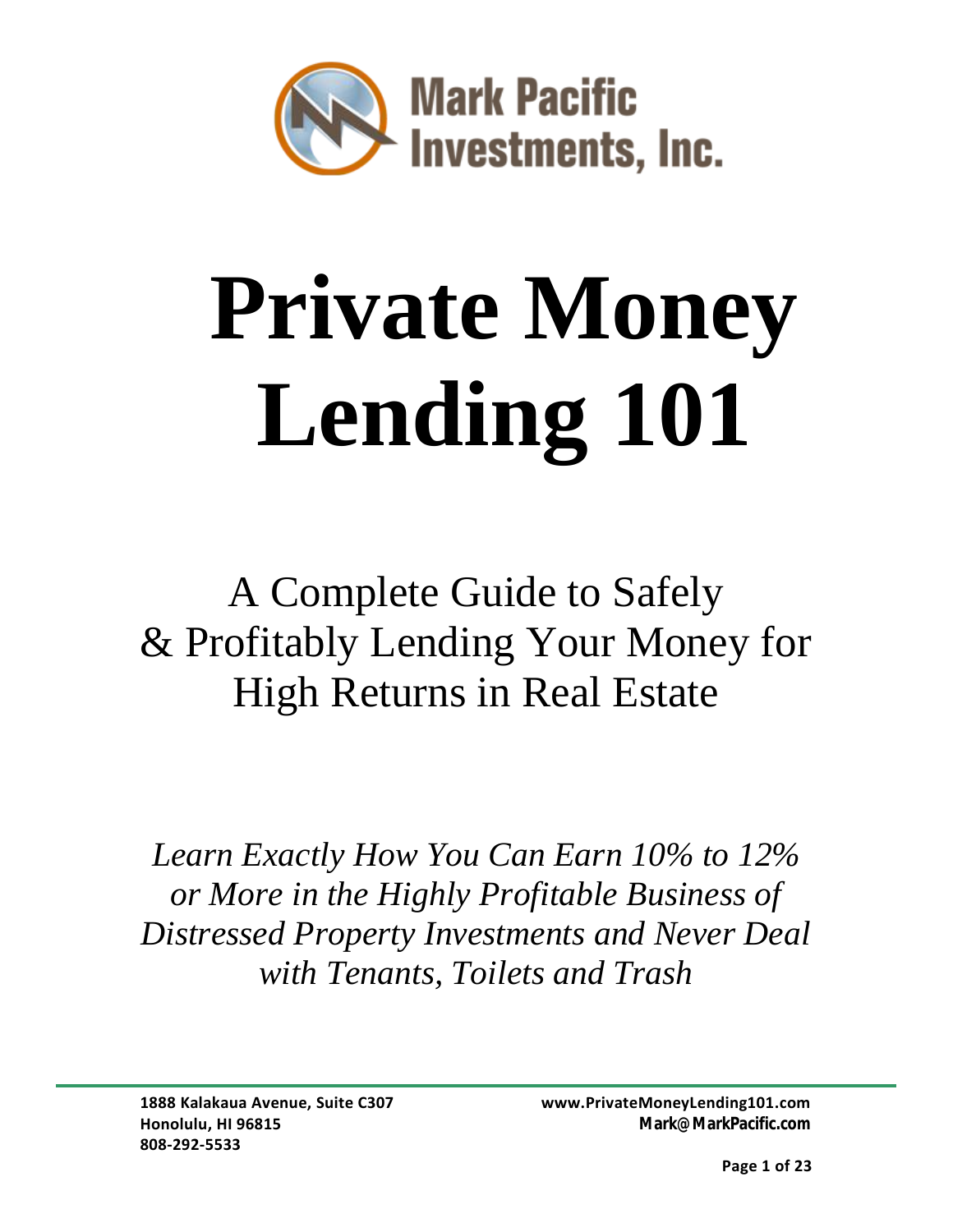Mark Pacific Investments, Inc.

# Private Money Lending 101

## A Complete Guide to Safely & Profitably Lending Your Money for High Returns in Real Estate

*Learn Exactly How You Can Earn 10% to 12% or More in the Highly Profitable Business of Distressed Property Investments and Never Deal with Tenants, Toilets and Trash*

**1888 Kalakaua Avenue, Suite C307**
**Honolulu, HI 96815**
**808-292-5533**

**www.PrivateMoneyLending101.com**
**Mark@MarkPacific.com**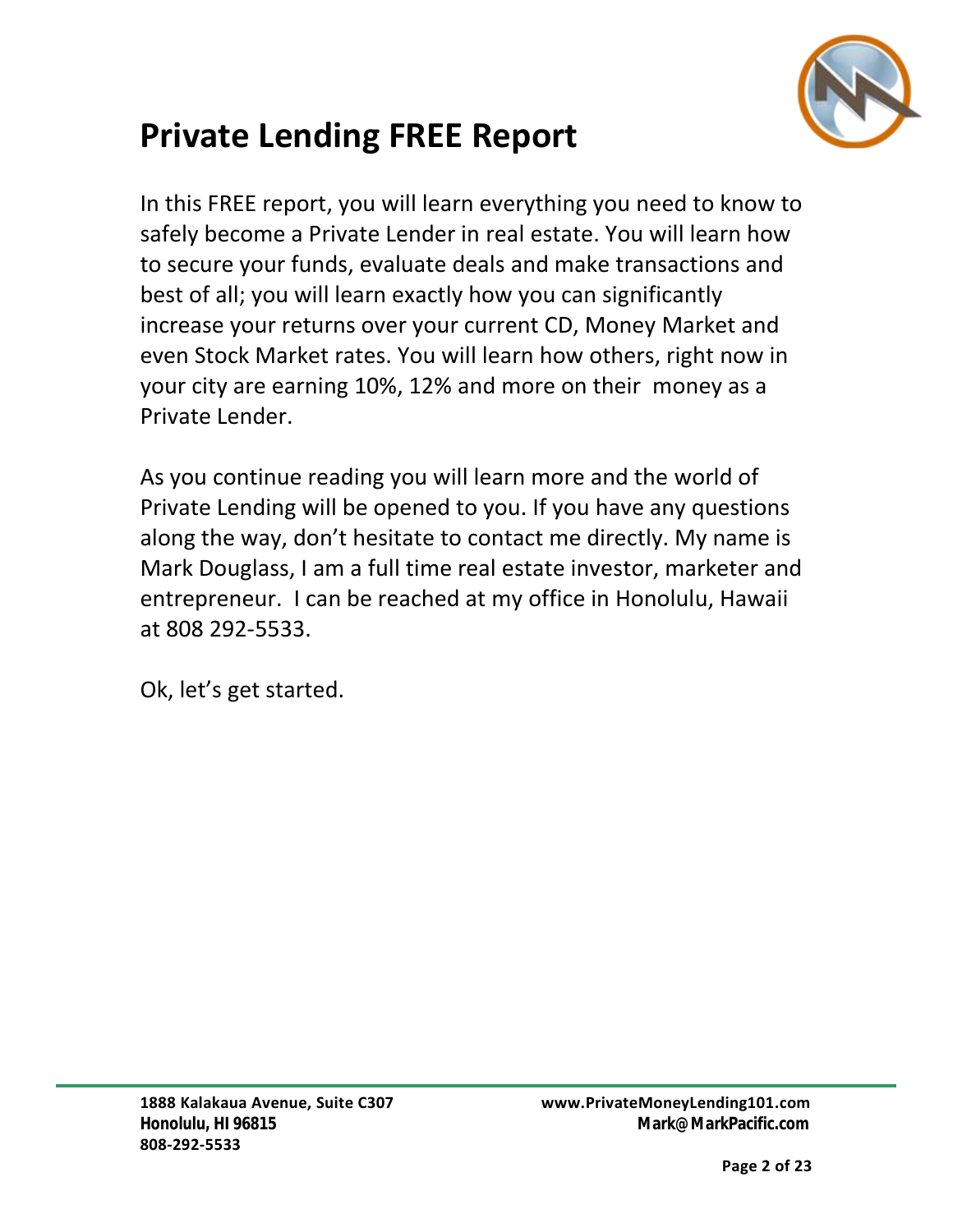# Private Lending FREE Report

In this FREE report, you will learn everything you need to know to safely become a Private Lender in real estate. You will learn how to secure your funds, evaluate deals and make transactions and best of all; you will learn exactly how you can significantly increase your returns over your current CD, Money Market and even Stock Market rates. You will learn how others, right now in your city are earning 10%, 12% and more on their money as a Private Lender.

As you continue reading you will learn more and the world of Private Lending will be opened to you. If you have any questions along the way, don't hesitate to contact me directly. My name is Mark Douglass, I am a full time real estate investor, marketer and entrepreneur. I can be reached at my office in Honolulu, Hawaii at 808 292-5533.

Ok, let's get started.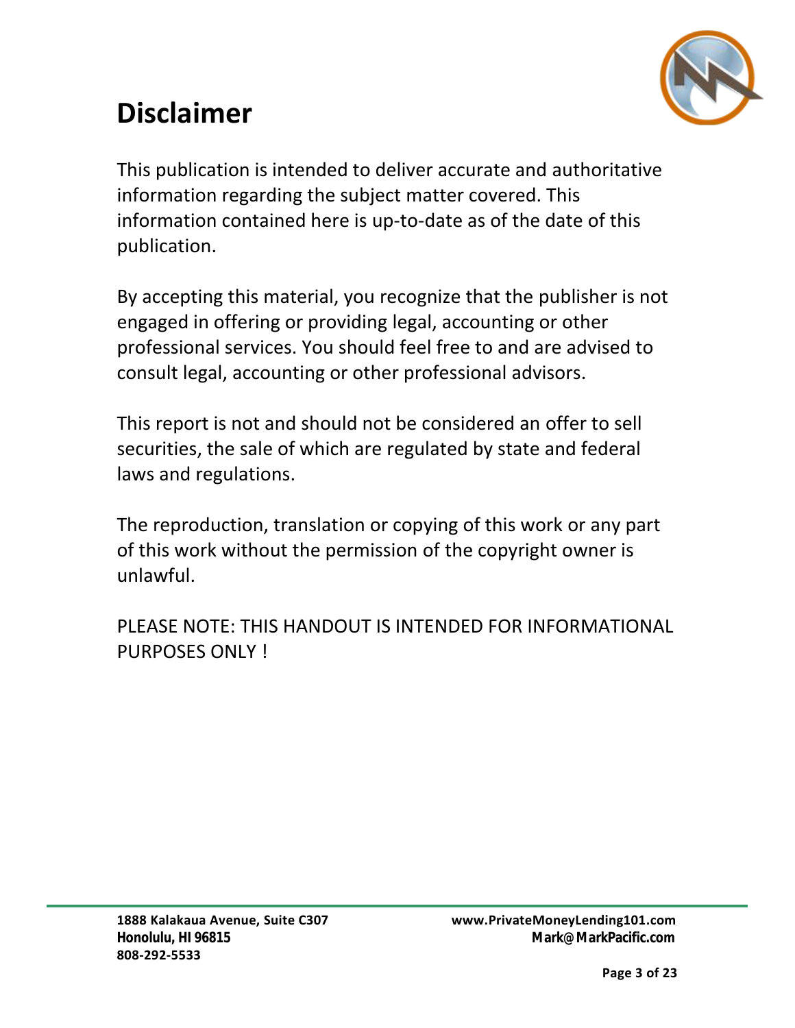# Disclaimer

This publication is intended to deliver accurate and authoritative information regarding the subject matter covered. This information contained here is up-to-date as of the date of this publication.

By accepting this material, you recognize that the publisher is not engaged in offering or providing legal, accounting or other professional services. You should feel free to and are advised to consult legal, accounting or other professional advisors.

This report is not and should not be considered an offer to sell securities, the sale of which are regulated by state and federal laws and regulations.

The reproduction, translation or copying of this work or any part of this work without the permission of the copyright owner is unlawful.

PLEASE NOTE: THIS HANDOUT IS INTENDED FOR INFORMATIONAL PURPOSES ONLY !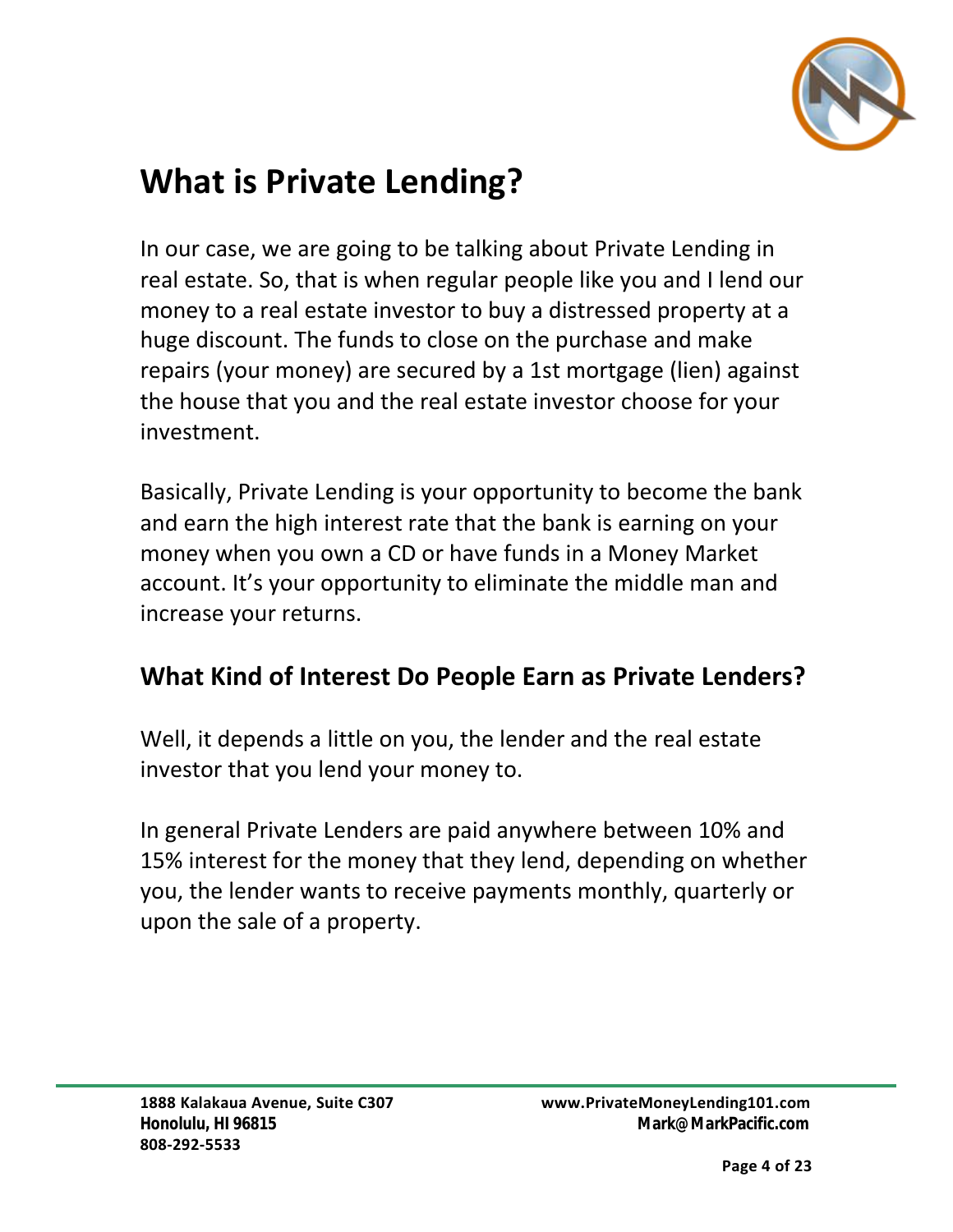# What is Private Lending?

In our case, we are going to be talking about Private Lending in real estate. So, that is when regular people like you and I lend our money to a real estate investor to buy a distressed property at a huge discount. The funds to close on the purchase and make repairs (your money) are secured by a 1st mortgage (lien) against the house that you and the real estate investor choose for your investment.

Basically, Private Lending is your opportunity to become the bank and earn the high interest rate that the bank is earning on your money when you own a CD or have funds in a Money Market account. It's your opportunity to eliminate the middle man and increase your returns.

## What Kind of Interest Do People Earn as Private Lenders?

Well, it depends a little on you, the lender and the real estate investor that you lend your money to.

In general Private Lenders are paid anywhere between 10% and 15% interest for the money that they lend, depending on whether you, the lender wants to receive payments monthly, quarterly or upon the sale of a property.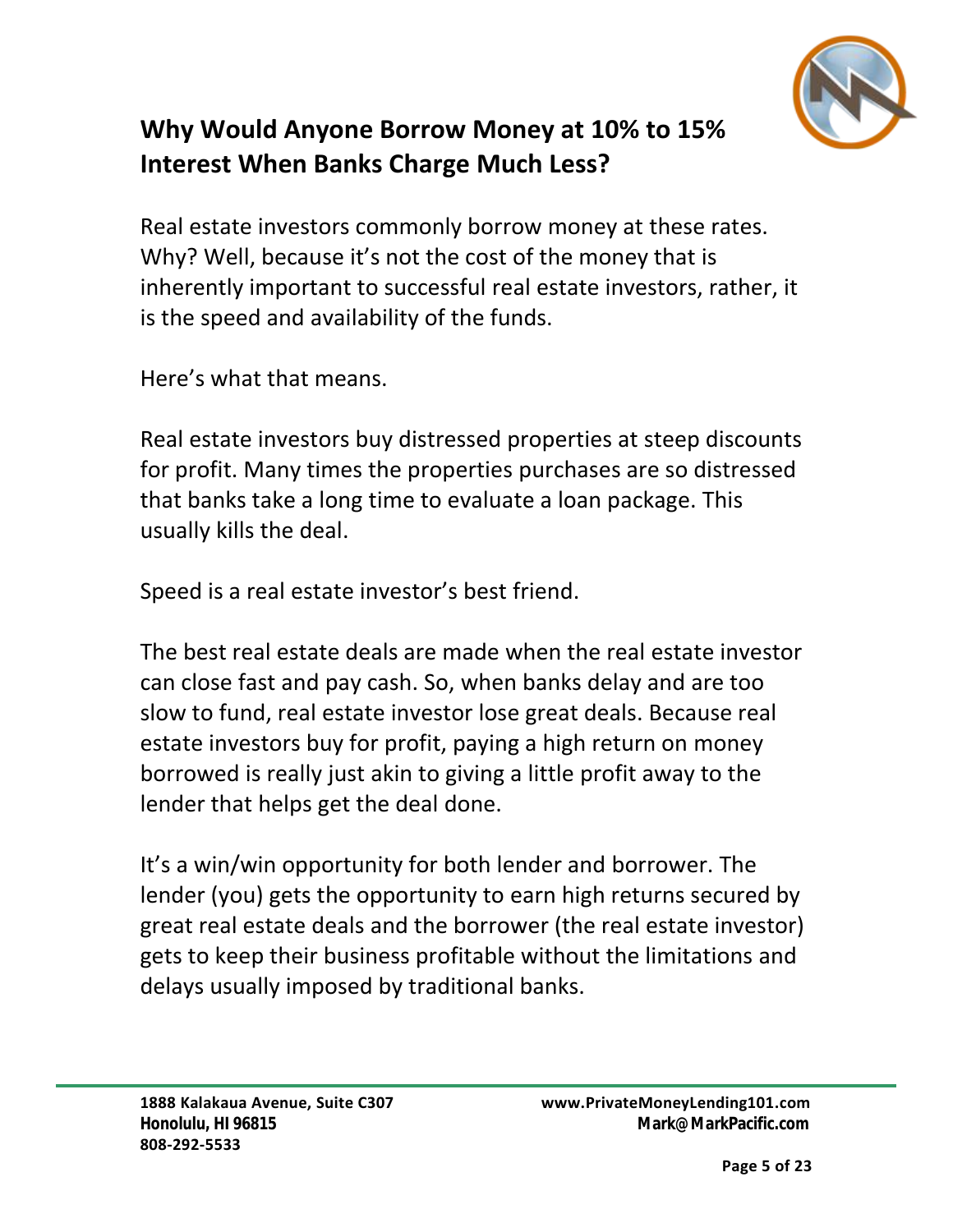## Why Would Anyone Borrow Money at 10% to 15% Interest When Banks Charge Much Less?

Real estate investors commonly borrow money at these rates. Why? Well, because it's not the cost of the money that is inherently important to successful real estate investors, rather, it is the speed and availability of the funds.

Here's what that means.

Real estate investors buy distressed properties at steep discounts for profit. Many times the properties purchases are so distressed that banks take a long time to evaluate a loan package. This usually kills the deal.

Speed is a real estate investor's best friend.

The best real estate deals are made when the real estate investor can close fast and pay cash. So, when banks delay and are too slow to fund, real estate investor lose great deals. Because real estate investors buy for profit, paying a high return on money borrowed is really just akin to giving a little profit away to the lender that helps get the deal done.

It's a win/win opportunity for both lender and borrower. The lender (you) gets the opportunity to earn high returns secured by great real estate deals and the borrower (the real estate investor) gets to keep their business profitable without the limitations and delays usually imposed by traditional banks.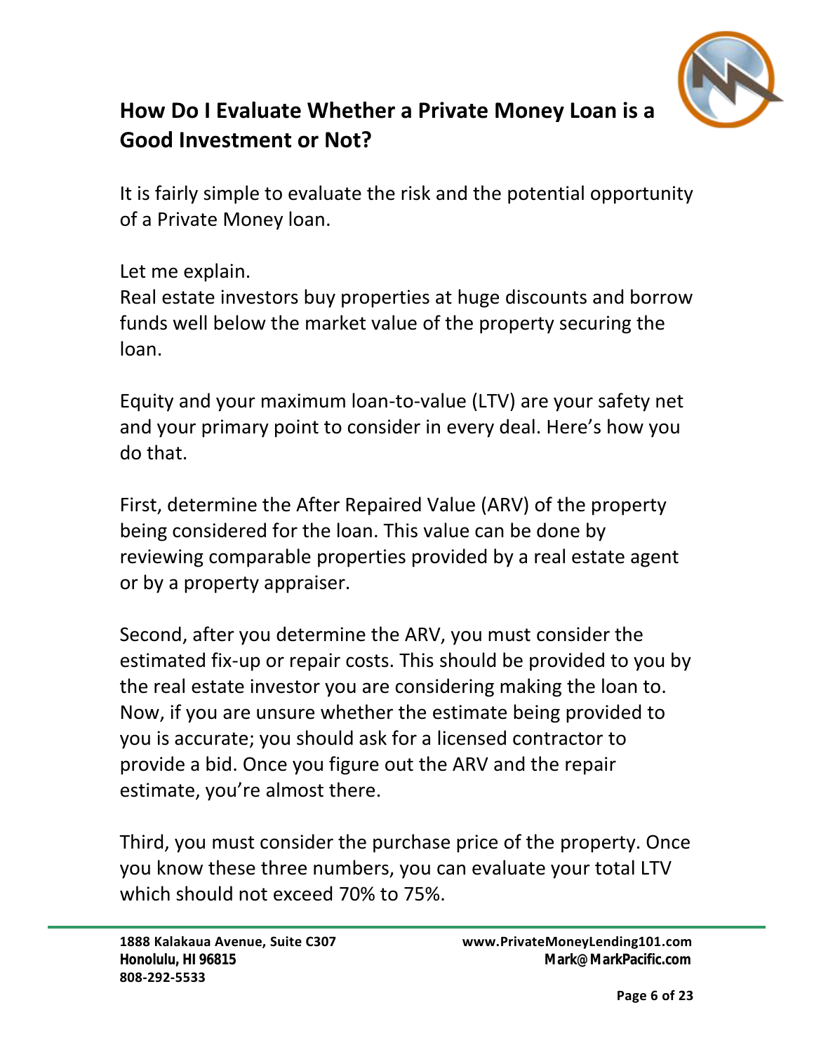## How Do I Evaluate Whether a Private Money Loan is a Good Investment or Not?

It is fairly simple to evaluate the risk and the potential opportunity of a Private Money loan.

Let me explain.
Real estate investors buy properties at huge discounts and borrow funds well below the market value of the property securing the loan.

Equity and your maximum loan-to-value (LTV) are your safety net and your primary point to consider in every deal. Here's how you do that.

First, determine the After Repaired Value (ARV) of the property being considered for the loan. This value can be done by reviewing comparable properties provided by a real estate agent or by a property appraiser.

Second, after you determine the ARV, you must consider the estimated fix-up or repair costs. This should be provided to you by the real estate investor you are considering making the loan to. Now, if you are unsure whether the estimate being provided to you is accurate; you should ask for a licensed contractor to provide a bid. Once you figure out the ARV and the repair estimate, you're almost there.

Third, you must consider the purchase price of the property. Once you know these three numbers, you can evaluate your total LTV which should not exceed 70% to 75%.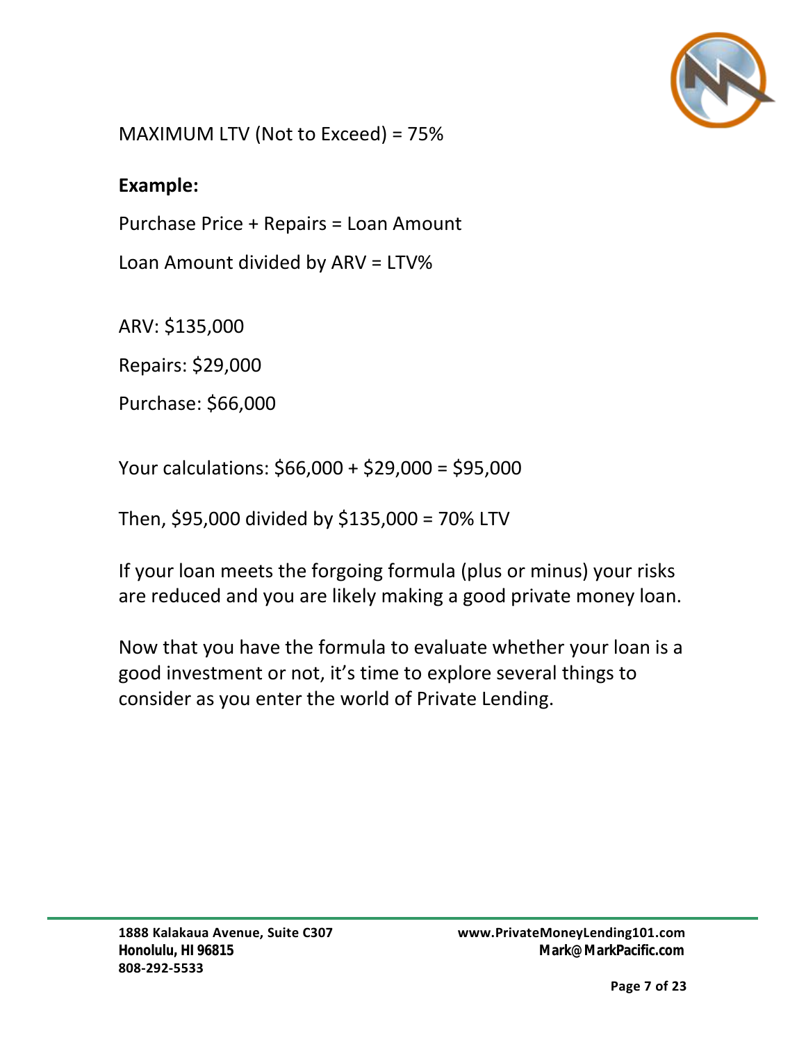MAXIMUM LTV (Not to Exceed) = 75%

**Example:**

Purchase Price + Repairs = Loan Amount

Loan Amount divided by ARV = LTV%

ARV: $135,000

Repairs: $29,000

Purchase: $66,000

Your calculations: $66,000 + $29,000 = $95,000

Then, $95,000 divided by $135,000 = 70% LTV

If your loan meets the forgoing formula (plus or minus) your risks are reduced and you are likely making a good private money loan.

Now that you have the formula to evaluate whether your loan is a good investment or not, it's time to explore several things to consider as you enter the world of Private Lending.

1888 Kalakaua Avenue, Suite C307
Honolulu, HI 96815
808-292-5533

www.PrivateMoneyLending101.com
Mark@MarkPacific.com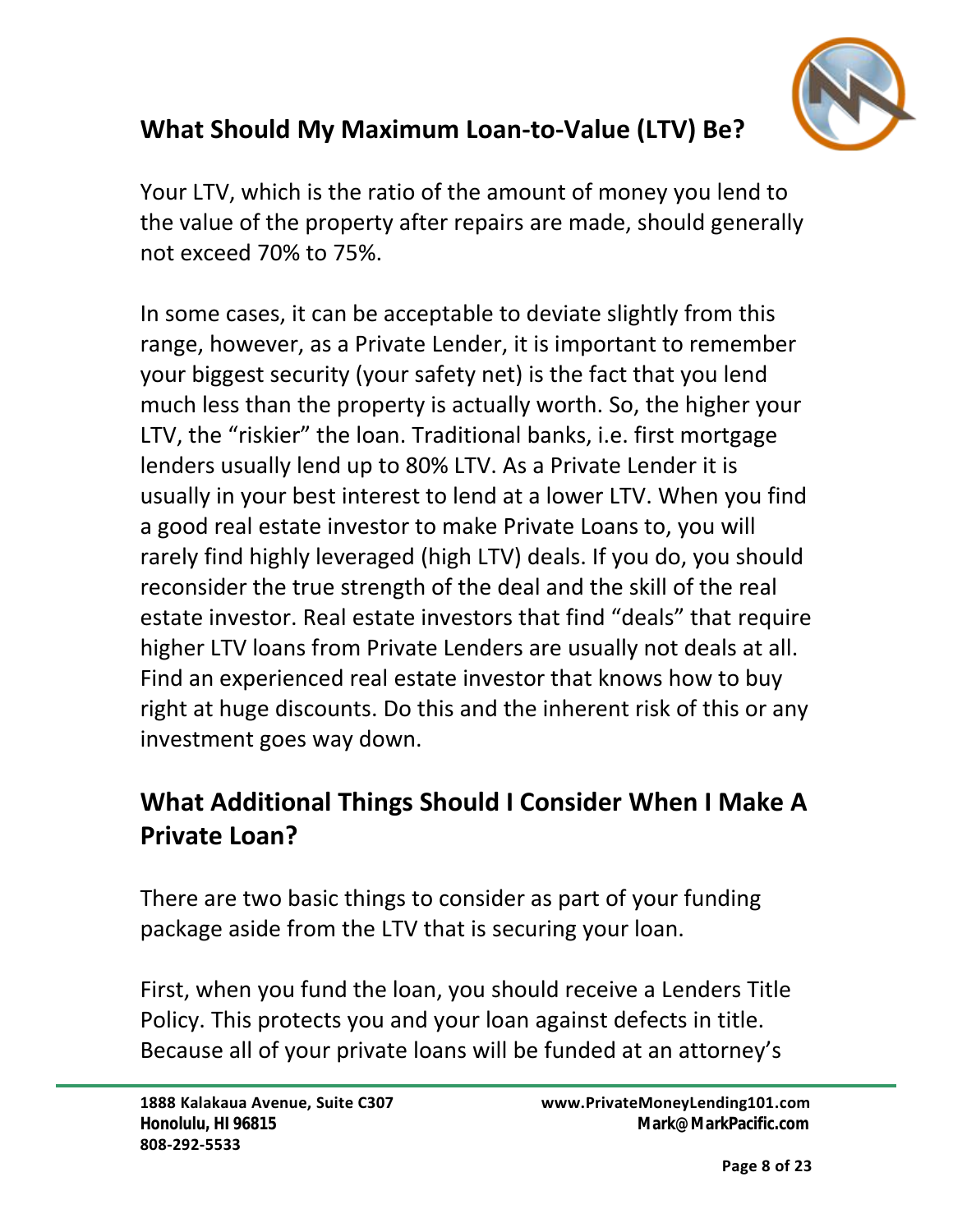## What Should My Maximum Loan-to-Value (LTV) Be?

Your LTV, which is the ratio of the amount of money you lend to the value of the property after repairs are made, should generally not exceed 70% to 75%.

In some cases, it can be acceptable to deviate slightly from this range, however, as a Private Lender, it is important to remember your biggest security (your safety net) is the fact that you lend much less than the property is actually worth. So, the higher your LTV, the "riskier" the loan. Traditional banks, i.e. first mortgage lenders usually lend up to 80% LTV. As a Private Lender it is usually in your best interest to lend at a lower LTV. When you find a good real estate investor to make Private Loans to, you will rarely find highly leveraged (high LTV) deals. If you do, you should reconsider the true strength of the deal and the skill of the real estate investor. Real estate investors that find "deals" that require higher LTV loans from Private Lenders are usually not deals at all. Find an experienced real estate investor that knows how to buy right at huge discounts. Do this and the inherent risk of this or any investment goes way down.

## What Additional Things Should I Consider When I Make A Private Loan?

There are two basic things to consider as part of your funding package aside from the LTV that is securing your loan.

First, when you fund the loan, you should receive a Lenders Title Policy. This protects you and your loan against defects in title. Because all of your private loans will be funded at an attorney's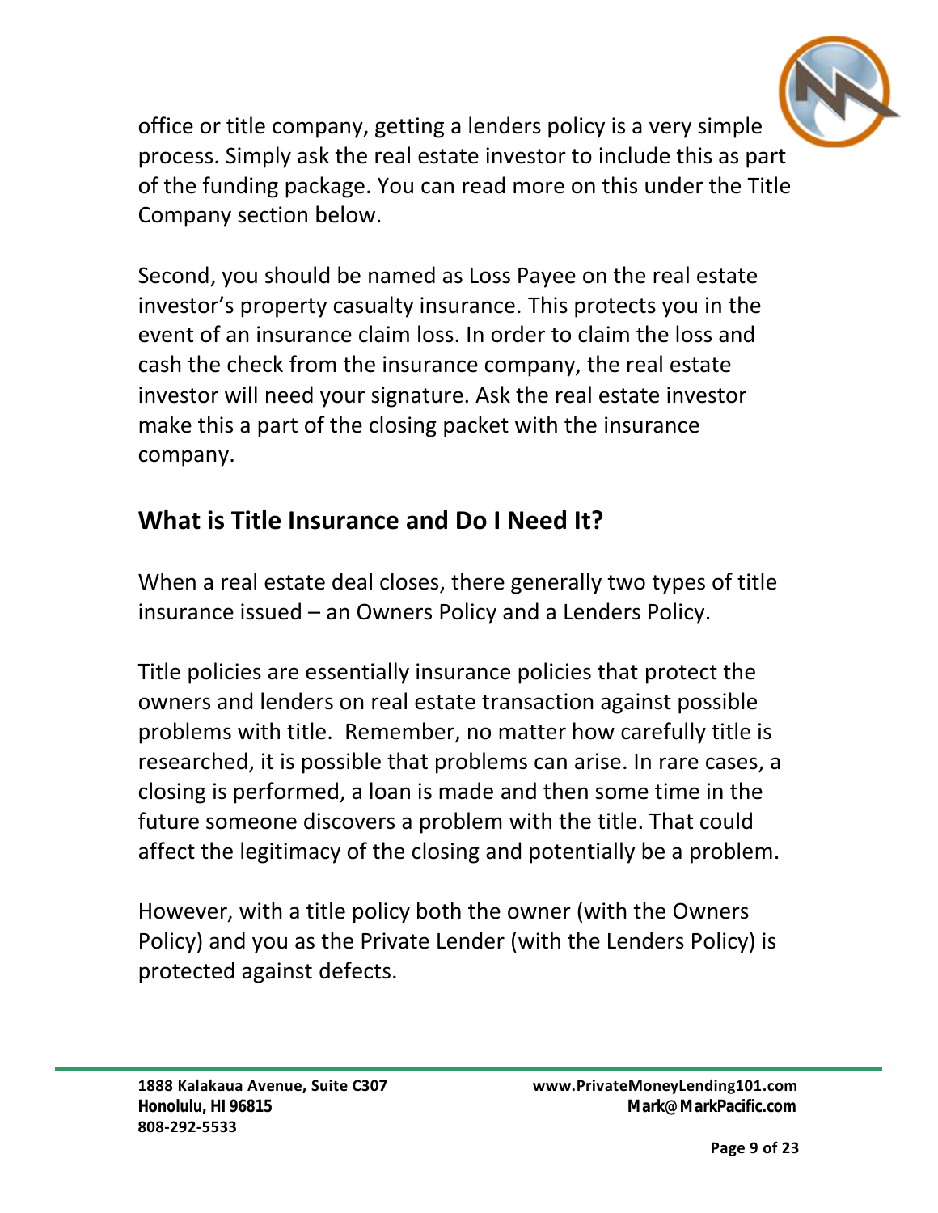office or title company, getting a lenders policy is a very simple process. Simply ask the real estate investor to include this as part of the funding package. You can read more on this under the Title Company section below.

Second, you should be named as Loss Payee on the real estate investor's property casualty insurance. This protects you in the event of an insurance claim loss. In order to claim the loss and cash the check from the insurance company, the real estate investor will need your signature. Ask the real estate investor make this a part of the closing packet with the insurance company.

## What is Title Insurance and Do I Need It?

When a real estate deal closes, there generally two types of title insurance issued – an Owners Policy and a Lenders Policy.

Title policies are essentially insurance policies that protect the owners and lenders on real estate transaction against possible problems with title. Remember, no matter how carefully title is researched, it is possible that problems can arise. In rare cases, a closing is performed, a loan is made and then some time in the future someone discovers a problem with the title. That could affect the legitimacy of the closing and potentially be a problem.

However, with a title policy both the owner (with the Owners Policy) and you as the Private Lender (with the Lenders Policy) is protected against defects.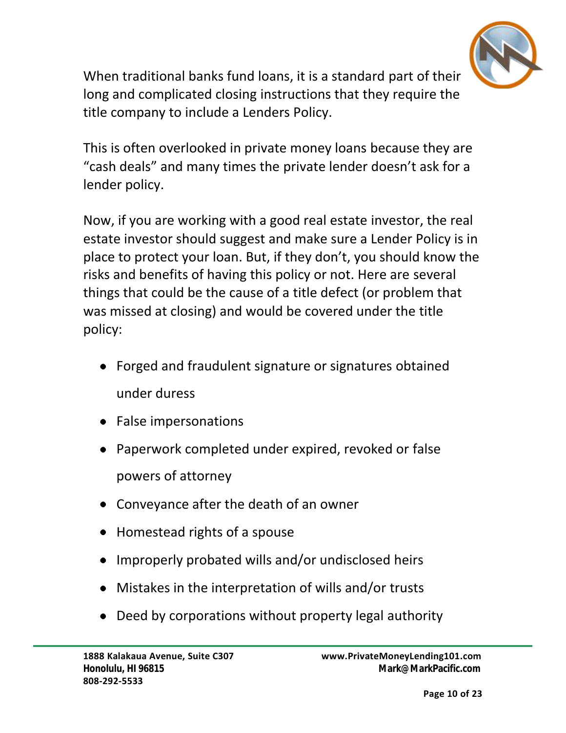When traditional banks fund loans, it is a standard part of their long and complicated closing instructions that they require the title company to include a Lenders Policy.

This is often overlooked in private money loans because they are "cash deals" and many times the private lender doesn't ask for a lender policy.

Now, if you are working with a good real estate investor, the real estate investor should suggest and make sure a Lender Policy is in place to protect your loan. But, if they don't, you should know the risks and benefits of having this policy or not. Here are several things that could be the cause of a title defect (or problem that was missed at closing) and would be covered under the title policy:

- Forged and fraudulent signature or signatures obtained under duress
- False impersonations
- Paperwork completed under expired, revoked or false powers of attorney
- Conveyance after the death of an owner
- Homestead rights of a spouse
- Improperly probated wills and/or undisclosed heirs
- Mistakes in the interpretation of wills and/or trusts
- Deed by corporations without property legal authority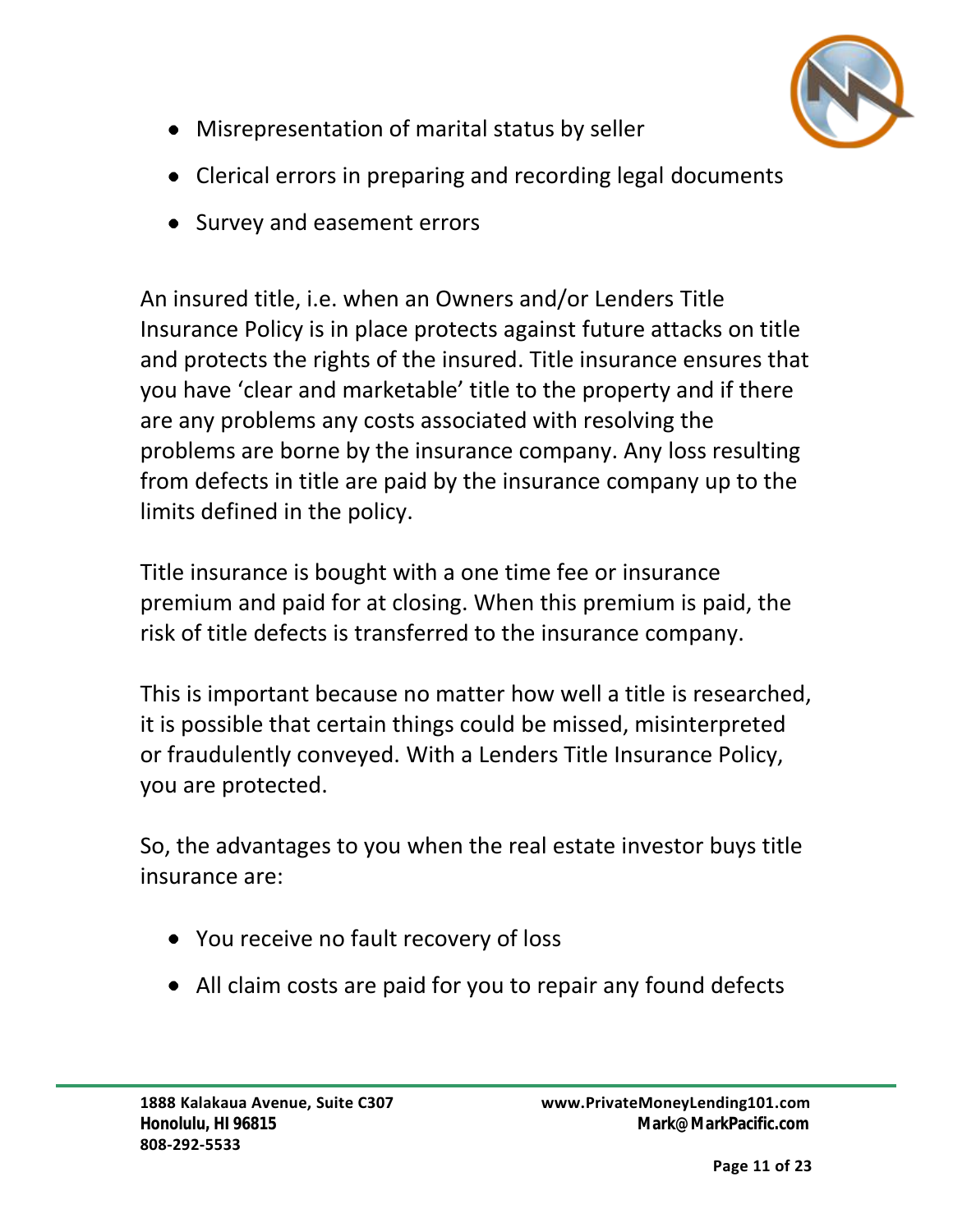- Misrepresentation of marital status by seller
- Clerical errors in preparing and recording legal documents
- Survey and easement errors

An insured title, i.e. when an Owners and/or Lenders Title Insurance Policy is in place protects against future attacks on title and protects the rights of the insured. Title insurance ensures that you have 'clear and marketable' title to the property and if there are any problems any costs associated with resolving the problems are borne by the insurance company. Any loss resulting from defects in title are paid by the insurance company up to the limits defined in the policy.

Title insurance is bought with a one time fee or insurance premium and paid for at closing. When this premium is paid, the risk of title defects is transferred to the insurance company.

This is important because no matter how well a title is researched, it is possible that certain things could be missed, misinterpreted or fraudulently conveyed. With a Lenders Title Insurance Policy, you are protected.

So, the advantages to you when the real estate investor buys title insurance are:

- You receive no fault recovery of loss
- All claim costs are paid for you to repair any found defects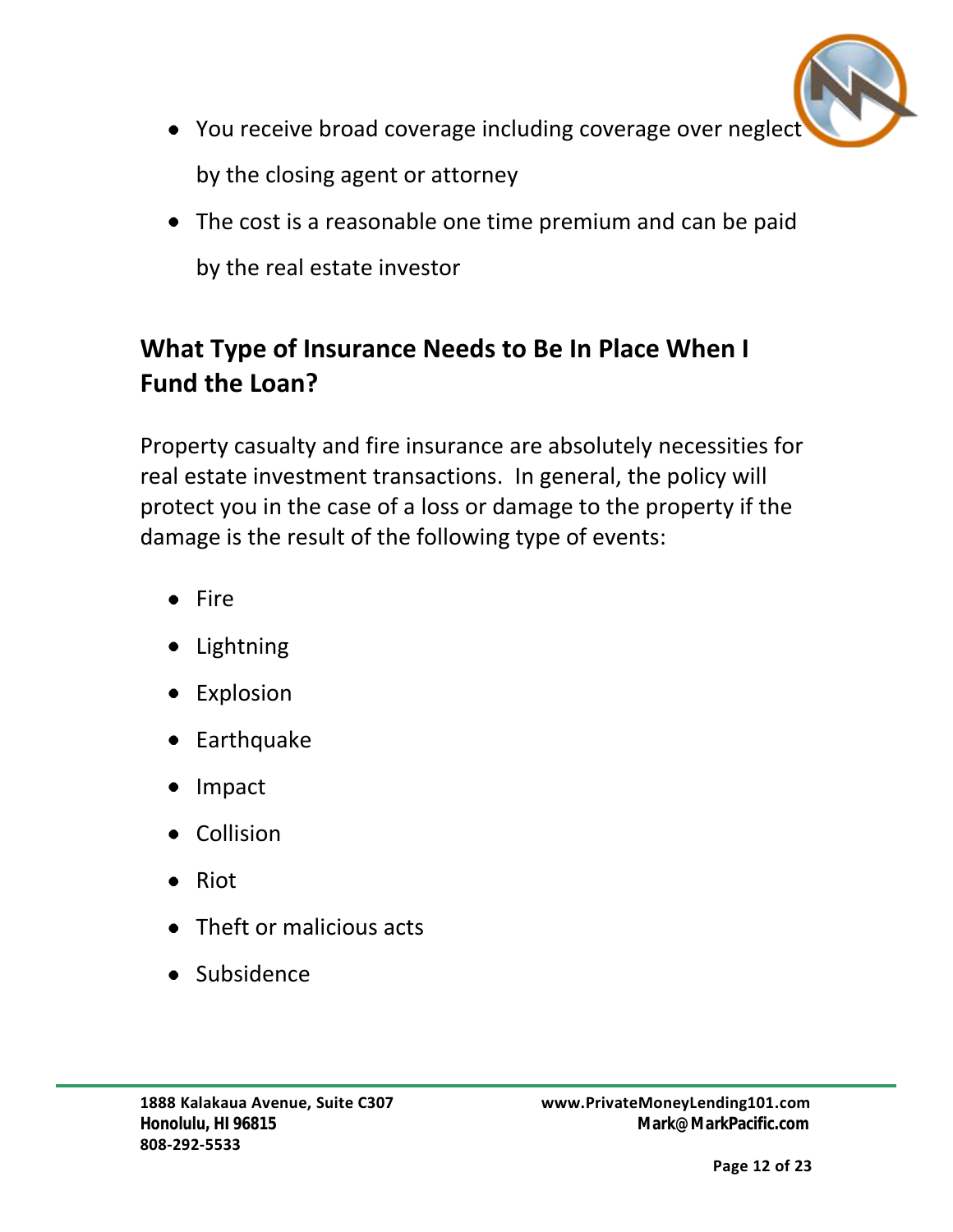- You receive broad coverage including coverage over neglect by the closing agent or attorney
- The cost is a reasonable one time premium and can be paid by the real estate investor

## What Type of Insurance Needs to Be In Place When I Fund the Loan?

Property casualty and fire insurance are absolutely necessities for real estate investment transactions. In general, the policy will protect you in the case of a loss or damage to the property if the damage is the result of the following type of events:

- Fire
- Lightning
- Explosion
- Earthquake
- Impact
- Collision
- Riot
- Theft or malicious acts
- Subsidence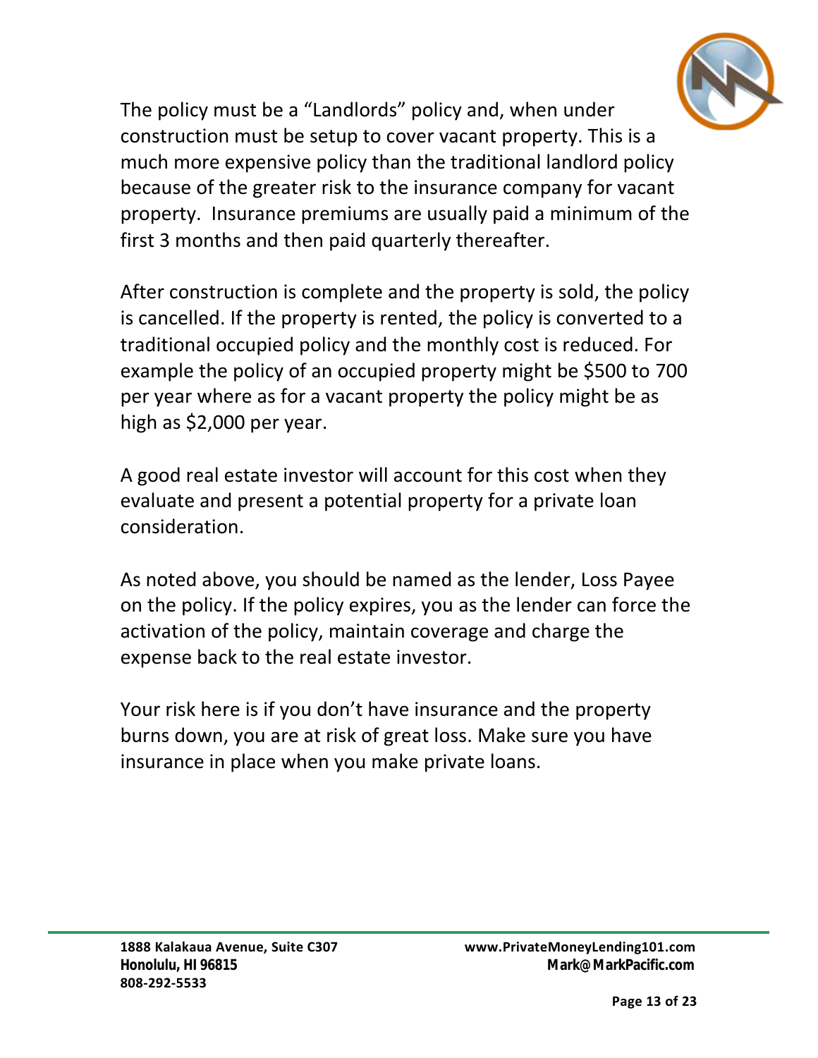The policy must be a “Landlords” policy and, when under construction must be setup to cover vacant property. This is a much more expensive policy than the traditional landlord policy because of the greater risk to the insurance company for vacant property.  Insurance premiums are usually paid a minimum of the first 3 months and then paid quarterly thereafter.

After construction is complete and the property is sold, the policy is cancelled. If the property is rented, the policy is converted to a traditional occupied policy and the monthly cost is reduced. For example the policy of an occupied property might be $500 to 700 per year where as for a vacant property the policy might be as high as $2,000 per year.

A good real estate investor will account for this cost when they evaluate and present a potential property for a private loan consideration.

As noted above, you should be named as the lender, Loss Payee on the policy. If the policy expires, you as the lender can force the activation of the policy, maintain coverage and charge the expense back to the real estate investor.

Your risk here is if you don’t have insurance and the property burns down, you are at risk of great loss. Make sure you have insurance in place when you make private loans.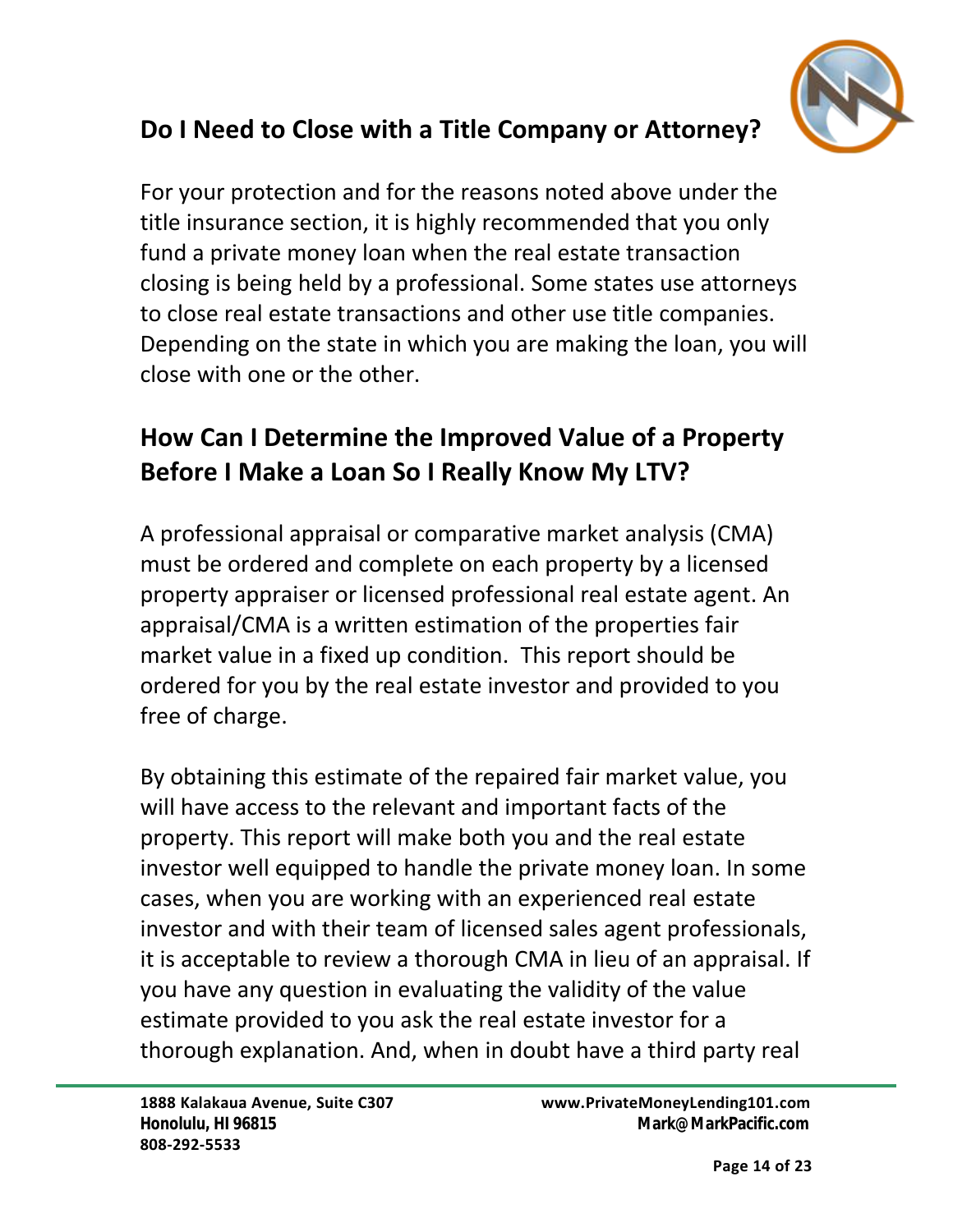## Do I Need to Close with a Title Company or Attorney?

For your protection and for the reasons noted above under the title insurance section, it is highly recommended that you only fund a private money loan when the real estate transaction closing is being held by a professional. Some states use attorneys to close real estate transactions and other use title companies. Depending on the state in which you are making the loan, you will close with one or the other.

## How Can I Determine the Improved Value of a Property Before I Make a Loan So I Really Know My LTV?

A professional appraisal or comparative market analysis (CMA) must be ordered and complete on each property by a licensed property appraiser or licensed professional real estate agent. An appraisal/CMA is a written estimation of the properties fair market value in a fixed up condition.  This report should be ordered for you by the real estate investor and provided to you free of charge.

By obtaining this estimate of the repaired fair market value, you will have access to the relevant and important facts of the property. This report will make both you and the real estate investor well equipped to handle the private money loan. In some cases, when you are working with an experienced real estate investor and with their team of licensed sales agent professionals, it is acceptable to review a thorough CMA in lieu of an appraisal. If you have any question in evaluating the validity of the value estimate provided to you ask the real estate investor for a thorough explanation. And, when in doubt have a third party real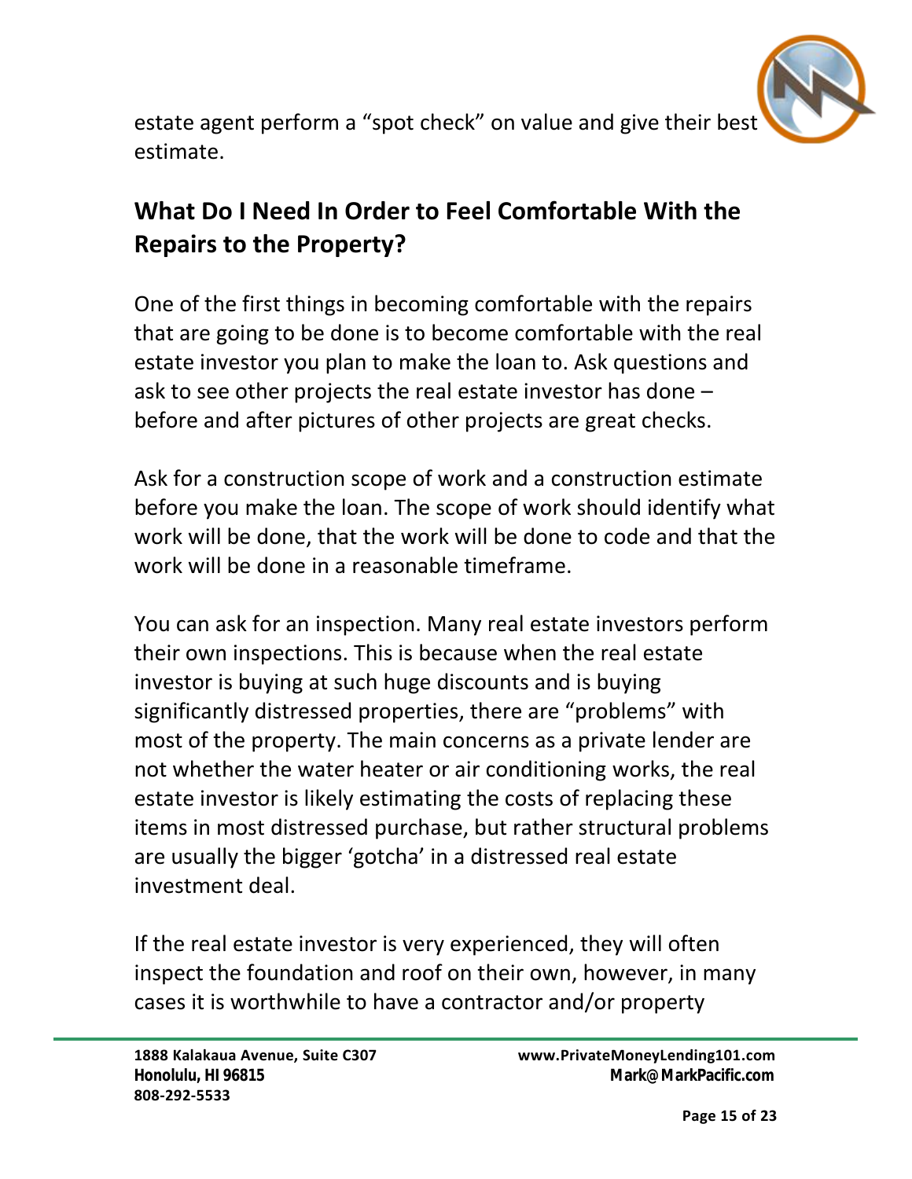estate agent perform a “spot check” on value and give their best estimate.

## What Do I Need In Order to Feel Comfortable With the Repairs to the Property?

One of the first things in becoming comfortable with the repairs that are going to be done is to become comfortable with the real estate investor you plan to make the loan to. Ask questions and ask to see other projects the real estate investor has done – before and after pictures of other projects are great checks.

Ask for a construction scope of work and a construction estimate before you make the loan. The scope of work should identify what work will be done, that the work will be done to code and that the work will be done in a reasonable timeframe.

You can ask for an inspection. Many real estate investors perform their own inspections. This is because when the real estate investor is buying at such huge discounts and is buying significantly distressed properties, there are “problems” with most of the property. The main concerns as a private lender are not whether the water heater or air conditioning works, the real estate investor is likely estimating the costs of replacing these items in most distressed purchase, but rather structural problems are usually the bigger ‘gotcha’ in a distressed real estate investment deal.

If the real estate investor is very experienced, they will often inspect the foundation and roof on their own, however, in many cases it is worthwhile to have a contractor and/or property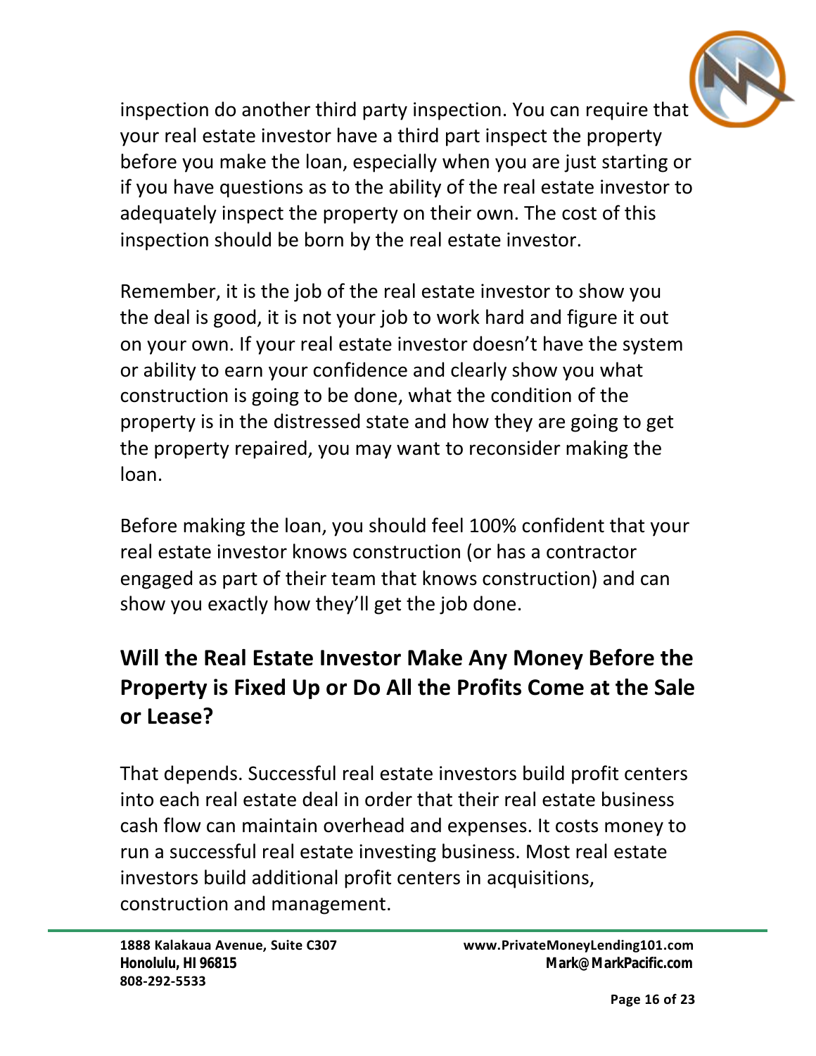inspection do another third party inspection. You can require that your real estate investor have a third part inspect the property before you make the loan, especially when you are just starting or if you have questions as to the ability of the real estate investor to adequately inspect the property on their own. The cost of this inspection should be born by the real estate investor.

Remember, it is the job of the real estate investor to show you the deal is good, it is not your job to work hard and figure it out on your own. If your real estate investor doesn't have the system or ability to earn your confidence and clearly show you what construction is going to be done, what the condition of the property is in the distressed state and how they are going to get the property repaired, you may want to reconsider making the loan.

Before making the loan, you should feel 100% confident that your real estate investor knows construction (or has a contractor engaged as part of their team that knows construction) and can show you exactly how they'll get the job done.

## Will the Real Estate Investor Make Any Money Before the Property is Fixed Up or Do All the Profits Come at the Sale or Lease?

That depends. Successful real estate investors build profit centers into each real estate deal in order that their real estate business cash flow can maintain overhead and expenses. It costs money to run a successful real estate investing business. Most real estate investors build additional profit centers in acquisitions, construction and management.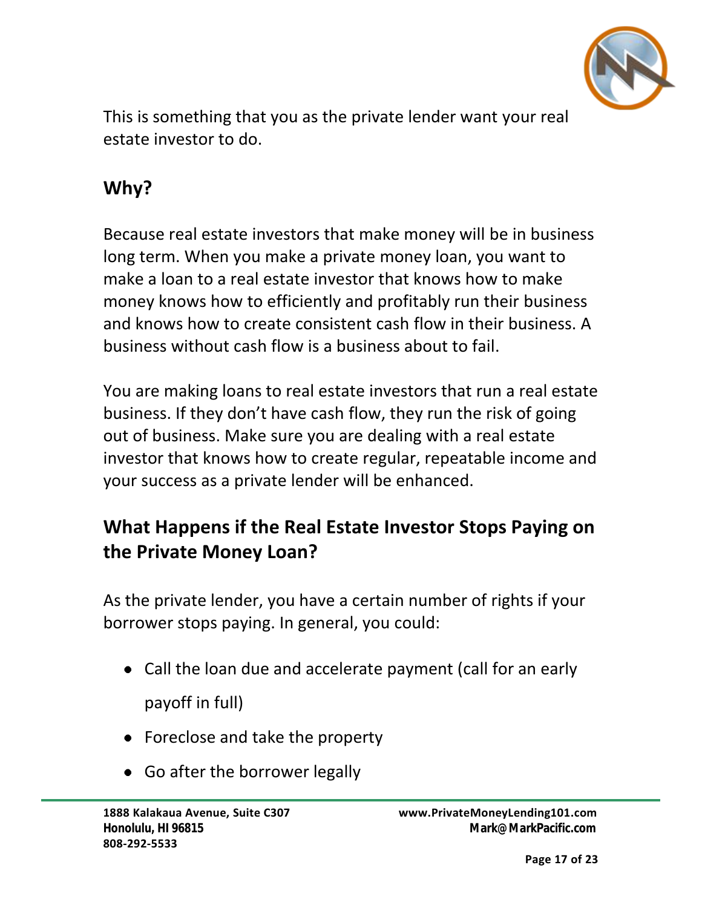This is something that you as the private lender want your real estate investor to do.

## Why?

Because real estate investors that make money will be in business long term. When you make a private money loan, you want to make a loan to a real estate investor that knows how to make money knows how to efficiently and profitably run their business and knows how to create consistent cash flow in their business. A business without cash flow is a business about to fail.

You are making loans to real estate investors that run a real estate business. If they don't have cash flow, they run the risk of going out of business. Make sure you are dealing with a real estate investor that knows how to create regular, repeatable income and your success as a private lender will be enhanced.

## What Happens if the Real Estate Investor Stops Paying on the Private Money Loan?

As the private lender, you have a certain number of rights if your borrower stops paying. In general, you could:

- Call the loan due and accelerate payment (call for an early payoff in full)
- Foreclose and take the property
- Go after the borrower legally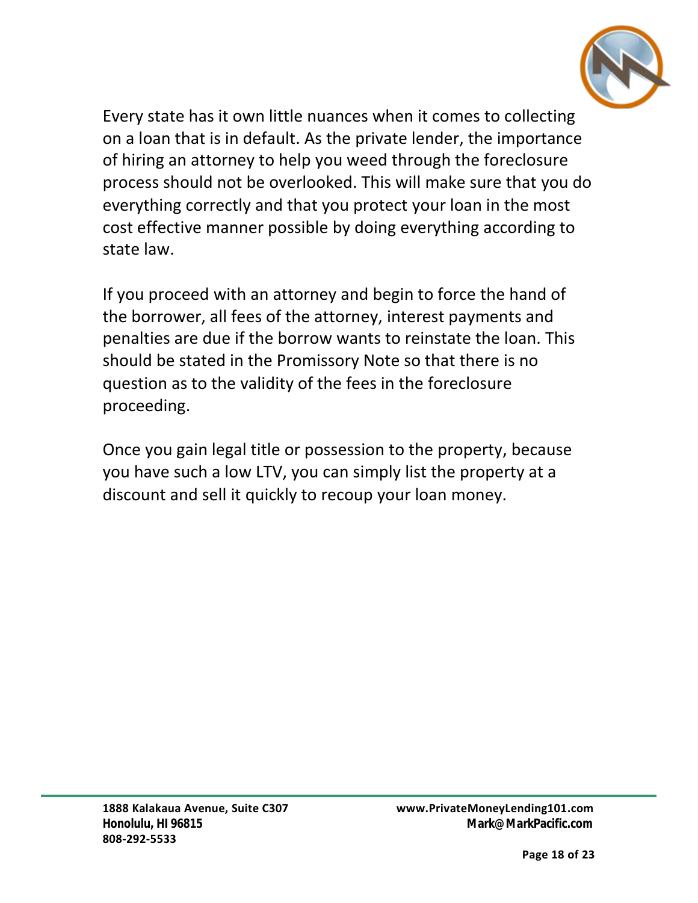Every state has it own little nuances when it comes to collecting on a loan that is in default. As the private lender, the importance of hiring an attorney to help you weed through the foreclosure process should not be overlooked. This will make sure that you do everything correctly and that you protect your loan in the most cost effective manner possible by doing everything according to state law.

If you proceed with an attorney and begin to force the hand of the borrower, all fees of the attorney, interest payments and penalties are due if the borrow wants to reinstate the loan. This should be stated in the Promissory Note so that there is no question as to the validity of the fees in the foreclosure proceeding.

Once you gain legal title or possession to the property, because you have such a low LTV, you can simply list the property at a discount and sell it quickly to recoup your loan money.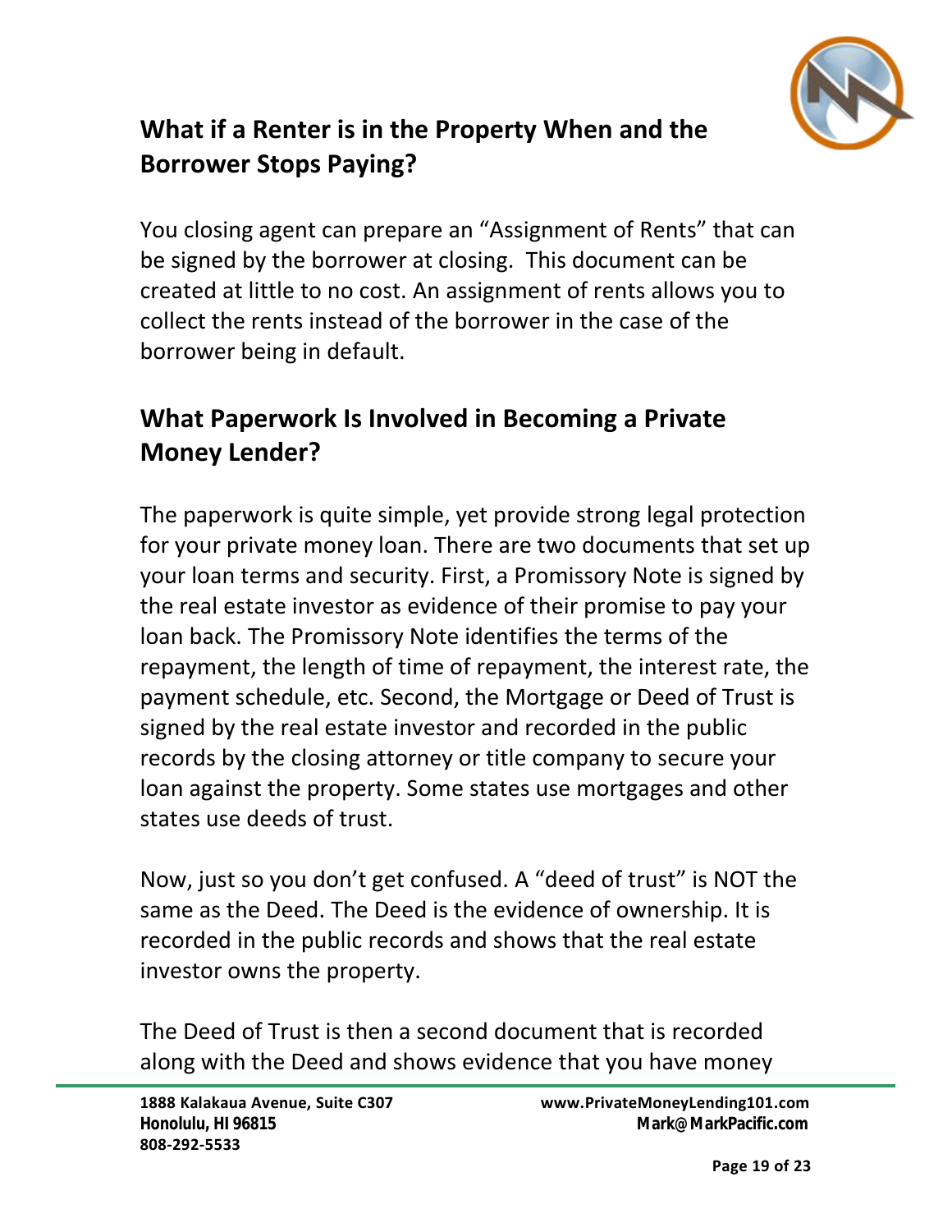## What if a Renter is in the Property When and the Borrower Stops Paying?

You closing agent can prepare an "Assignment of Rents" that can be signed by the borrower at closing. This document can be created at little to no cost. An assignment of rents allows you to collect the rents instead of the borrower in the case of the borrower being in default.

## What Paperwork Is Involved in Becoming a Private Money Lender?

The paperwork is quite simple, yet provide strong legal protection for your private money loan. There are two documents that set up your loan terms and security. First, a Promissory Note is signed by the real estate investor as evidence of their promise to pay your loan back. The Promissory Note identifies the terms of the repayment, the length of time of repayment, the interest rate, the payment schedule, etc. Second, the Mortgage or Deed of Trust is signed by the real estate investor and recorded in the public records by the closing attorney or title company to secure your loan against the property. Some states use mortgages and other states use deeds of trust.

Now, just so you don't get confused. A "deed of trust" is NOT the same as the Deed. The Deed is the evidence of ownership. It is recorded in the public records and shows that the real estate investor owns the property.

The Deed of Trust is then a second document that is recorded along with the Deed and shows evidence that you have money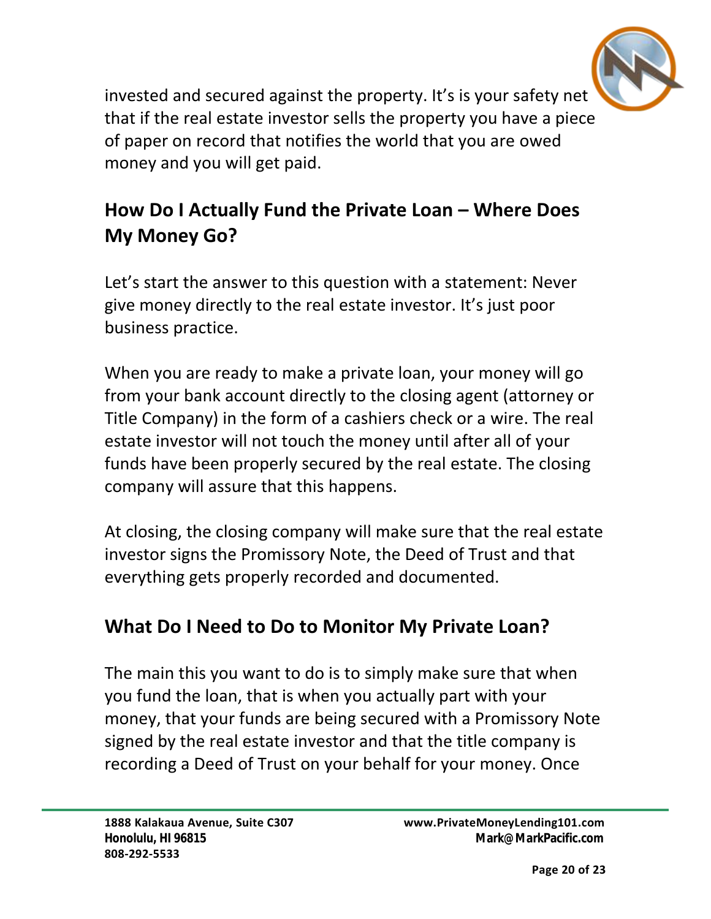invested and secured against the property. It's is your safety net that if the real estate investor sells the property you have a piece of paper on record that notifies the world that you are owed money and you will get paid.

## How Do I Actually Fund the Private Loan – Where Does My Money Go?

Let's start the answer to this question with a statement: Never give money directly to the real estate investor. It's just poor business practice.

When you are ready to make a private loan, your money will go from your bank account directly to the closing agent (attorney or Title Company) in the form of a cashiers check or a wire. The real estate investor will not touch the money until after all of your funds have been properly secured by the real estate. The closing company will assure that this happens.

At closing, the closing company will make sure that the real estate investor signs the Promissory Note, the Deed of Trust and that everything gets properly recorded and documented.

## What Do I Need to Do to Monitor My Private Loan?

The main this you want to do is to simply make sure that when you fund the loan, that is when you actually part with your money, that your funds are being secured with a Promissory Note signed by the real estate investor and that the title company is recording a Deed of Trust on your behalf for your money. Once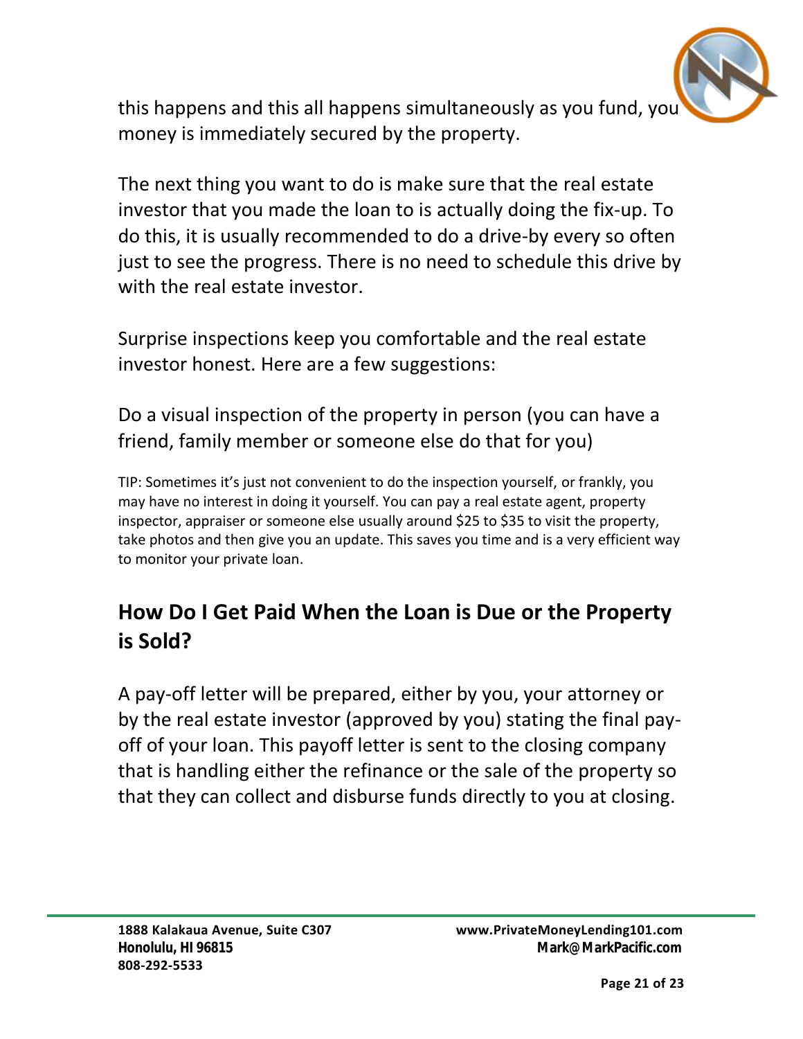this happens and this all happens simultaneously as you fund, you money is immediately secured by the property.

The next thing you want to do is make sure that the real estate investor that you made the loan to is actually doing the fix-up. To do this, it is usually recommended to do a drive-by every so often just to see the progress. There is no need to schedule this drive by with the real estate investor.

Surprise inspections keep you comfortable and the real estate investor honest. Here are a few suggestions:

Do a visual inspection of the property in person (you can have a friend, family member or someone else do that for you)

TIP: Sometimes it's just not convenient to do the inspection yourself, or frankly, you may have no interest in doing it yourself. You can pay a real estate agent, property inspector, appraiser or someone else usually around $25 to $35 to visit the property, take photos and then give you an update. This saves you time and is a very efficient way to monitor your private loan.

## How Do I Get Paid When the Loan is Due or the Property is Sold?

A pay-off letter will be prepared, either by you, your attorney or by the real estate investor (approved by you) stating the final pay-off of your loan. This payoff letter is sent to the closing company that is handling either the refinance or the sale of the property so that they can collect and disburse funds directly to you at closing.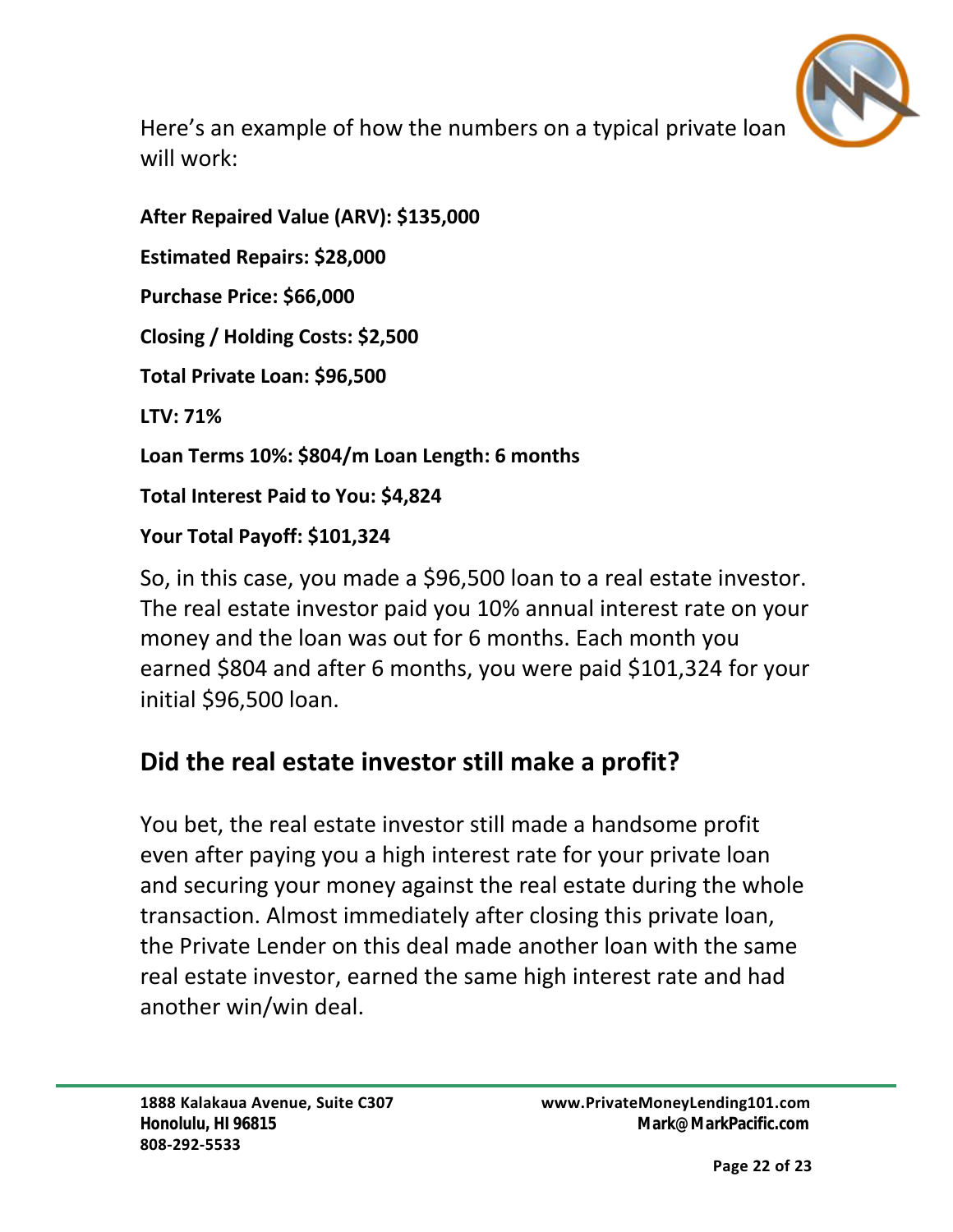Here's an example of how the numbers on a typical private loan will work:

**After Repaired Value (ARV): $135,000**

**Estimated Repairs: $28,000**

**Purchase Price: $66,000**

**Closing / Holding Costs: $2,500**

**Total Private Loan: $96,500**

**LTV: 71%**

**Loan Terms 10%: $804/m Loan Length: 6 months**

**Total Interest Paid to You: $4,824**

**Your Total Payoff: $101,324**

So, in this case, you made a $96,500 loan to a real estate investor. The real estate investor paid you 10% annual interest rate on your money and the loan was out for 6 months. Each month you earned $804 and after 6 months, you were paid $101,324 for your initial $96,500 loan.

## Did the real estate investor still make a profit?

You bet, the real estate investor still made a handsome profit even after paying you a high interest rate for your private loan and securing your money against the real estate during the whole transaction. Almost immediately after closing this private loan, the Private Lender on this deal made another loan with the same real estate investor, earned the same high interest rate and had another win/win deal.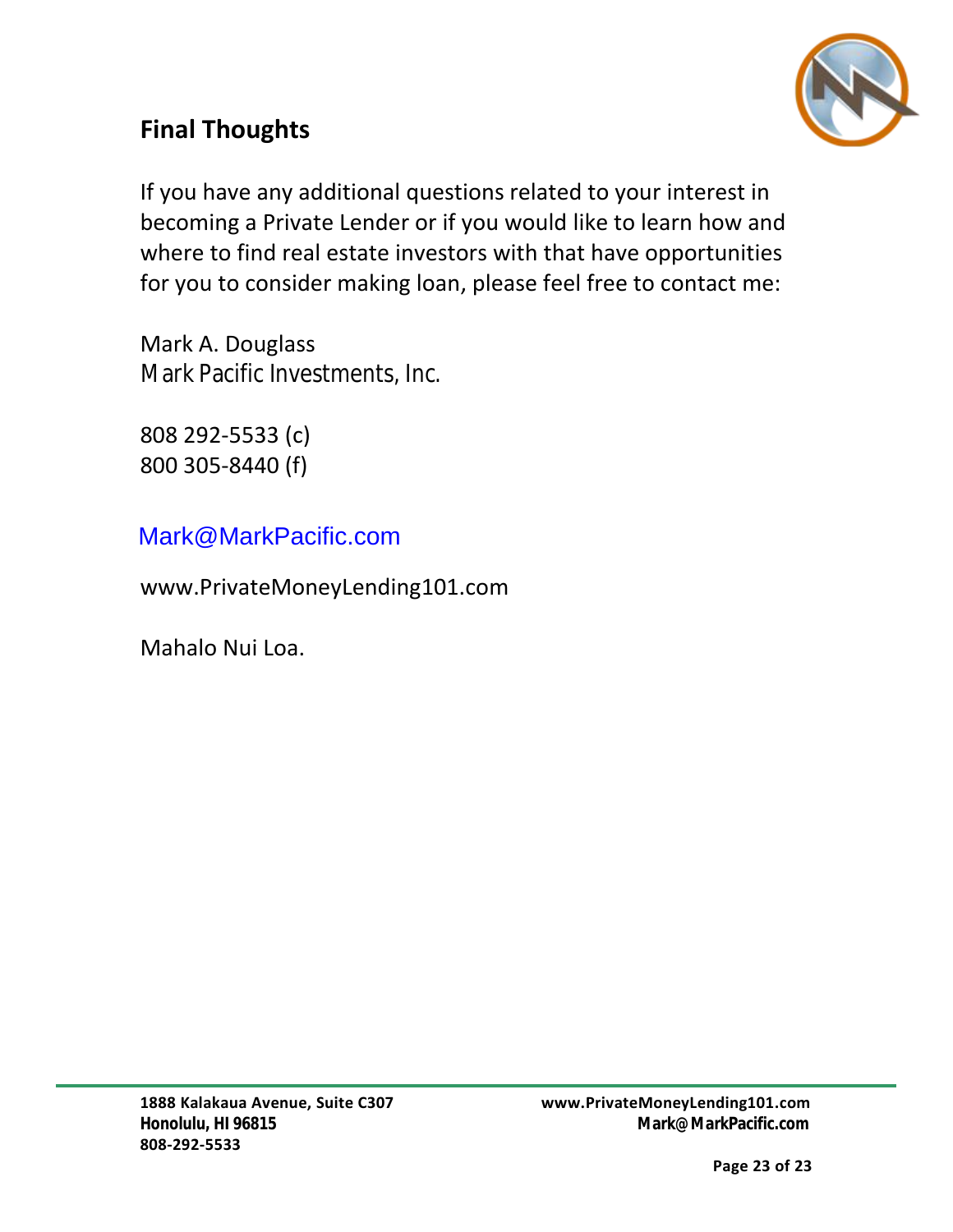## Final Thoughts

If you have any additional questions related to your interest in becoming a Private Lender or if you would like to learn how and where to find real estate investors with that have opportunities for you to consider making loan, please feel free to contact me:

Mark A. Douglass
Mark Pacific Investments, Inc.

808 292-5533 (c)
800 305-8440 (f)

Mark@MarkPacific.com

www.PrivateMoneyLending101.com

Mahalo Nui Loa.